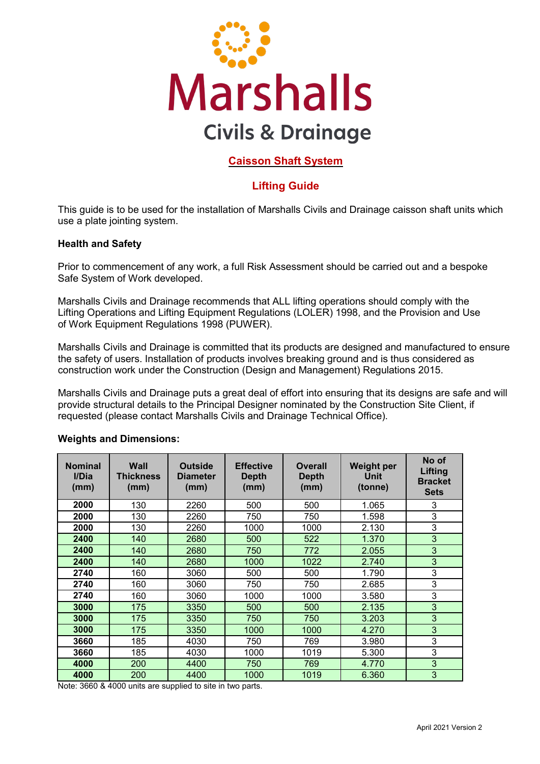# Marshalls

## Civils & Drainage

## Caisson Shaft System

### Lifting Guide

This guide is to be used for the installation of Marshalls Civils and Drainage caisson shaft units which use a plate jointing system.

**Health and Safety**

Prior to commencement of any work, a full Risk Assessment should be carried out and a bespoke Safe System of Work developed.

Marshalls Civils and Drainage recommends that ALL lifting operations should comply with the Lifting Operations and Lifting Equipment Regulations (LOLER) 1998, and the Provision and Use of Work Equipment Regulations 1998 (PUWER).

Marshalls Civils and Drainage is committed that its products are designed and manufactured to ensure the safety of users. Installation of products involves breaking ground and is thus considered as construction work under the Construction (Design and Management) Regulations 2015.

Marshalls Civils and Drainage puts a great deal of effort into ensuring that its designs are safe and will provide structural details to the Principal Designer nominated by the Construction Site Client, if requested (please contact Marshalls Civils and Drainage Technical Office).

**Weights and Dimensions:**

| Nominal I/Dia (mm) | Wall Thickness (mm) | Outside Diameter (mm) | Effective Depth (mm) | Overall Depth (mm) | Weight per Unit (tonne) | No of Lifting Bracket Sets |
|---|---|---|---|---|---|---|
| **2000** | 130 | 2260 | 500 | 500 | 1.065 | 3 |
| **2000** | 130 | 2260 | 750 | 750 | 1.598 | 3 |
| **2000** | 130 | 2260 | 1000 | 1000 | 2.130 | 3 |
| **2400** | 140 | 2680 | 500 | 522 | 1.370 | 3 |
| **2400** | 140 | 2680 | 750 | 772 | 2.055 | 3 |
| **2400** | 140 | 2680 | 1000 | 1022 | 2.740 | 3 |
| **2740** | 160 | 3060 | 500 | 500 | 1.790 | 3 |
| **2740** | 160 | 3060 | 750 | 750 | 2.685 | 3 |
| **2740** | 160 | 3060 | 1000 | 1000 | 3.580 | 3 |
| **3000** | 175 | 3350 | 500 | 500 | 2.135 | 3 |
| **3000** | 175 | 3350 | 750 | 750 | 3.203 | 3 |
| **3000** | 175 | 3350 | 1000 | 1000 | 4.270 | 3 |
| **3660** | 185 | 4030 | 750 | 769 | 3.980 | 3 |
| **3660** | 185 | 4030 | 1000 | 1019 | 5.300 | 3 |
| **4000** | 200 | 4400 | 750 | 769 | 4.770 | 3 |
| **4000** | 200 | 4400 | 1000 | 1019 | 6.360 | 3 |

Note: 3660 & 4000 units are supplied to site in two parts.

April 2021 Version 2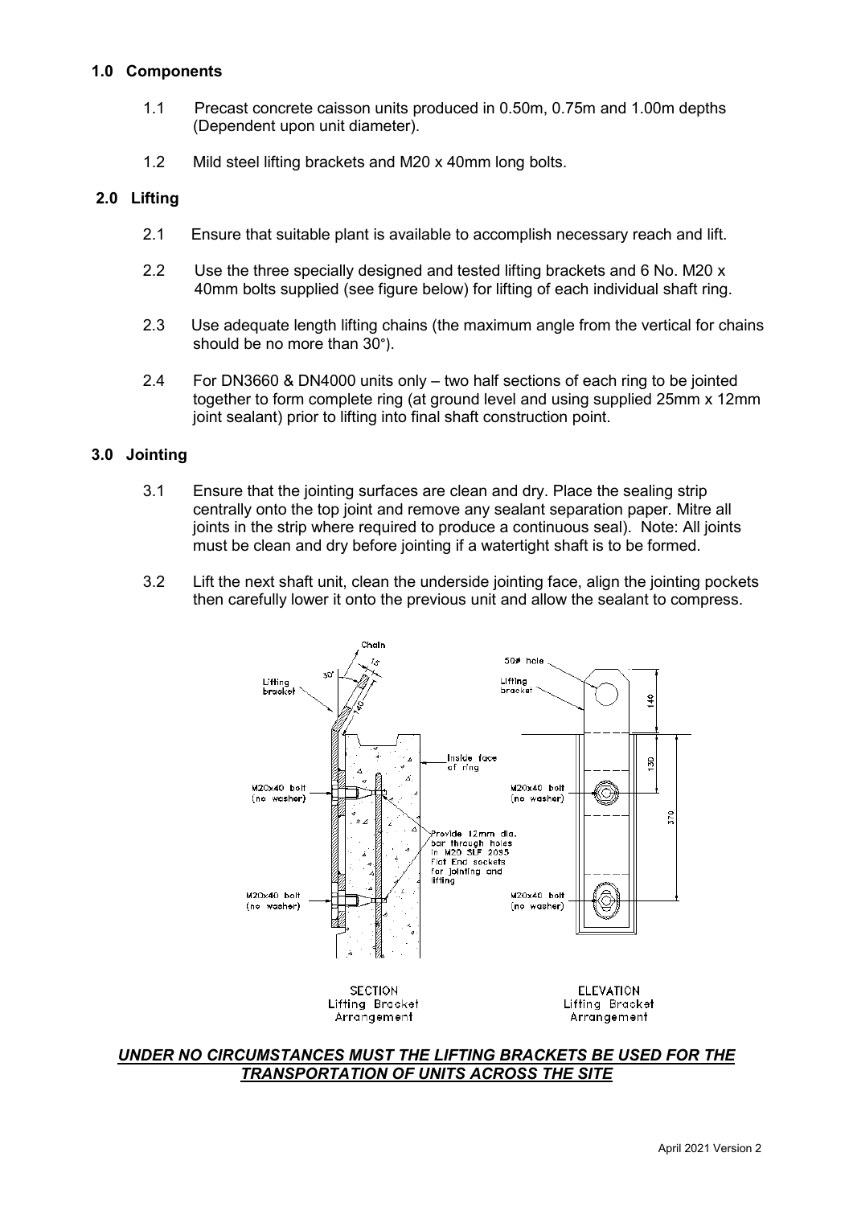## 1.0 Components

1.1 Precast concrete caisson units produced in 0.50m, 0.75m and 1.00m depths (Dependent upon unit diameter).

1.2 Mild steel lifting brackets and M20 x 40mm long bolts.

## 2.0 Lifting

2.1 Ensure that suitable plant is available to accomplish necessary reach and lift.

2.2 Use the three specially designed and tested lifting brackets and 6 No. M20 x 40mm bolts supplied (see figure below) for lifting of each individual shaft ring.

2.3 Use adequate length lifting chains (the maximum angle from the vertical for chains should be no more than 30°).

2.4 For DN3660 & DN4000 units only – two half sections of each ring to be jointed together to form complete ring (at ground level and using supplied 25mm x 12mm joint sealant) prior to lifting into final shaft construction point.

## 3.0 Jointing

3.1 Ensure that the jointing surfaces are clean and dry. Place the sealing strip centrally onto the top joint and remove any sealant separation paper. Mitre all joints in the strip where required to produce a continuous seal). Note: All joints must be clean and dry before jointing if a watertight shaft is to be formed.

3.2 Lift the next shaft unit, clean the underside jointing face, align the jointing pockets then carefully lower it onto the previous unit and allow the sealant to compress.

Chain
30°
15
140
Lifting bracket
Inside face of ring
M20x40 bolt (no washer)
Provide 12mm dia. bar through holes in M20 SLF 2095 Flat End sockets for jointing and lifting
M20x40 bolt (no washer)

50ø hole
Lifting bracket
140
130
370
M20x40 bolt (no washer)
M20x40 bolt (no washer)

SECTION
Lifting Bracket Arrangement

ELEVATION
Lifting Bracket Arrangement

***<u>UNDER NO CIRCUMSTANCES MUST THE LIFTING BRACKETS BE USED FOR THE TRANSPORTATION OF UNITS ACROSS THE SITE</u>***

April 2021 Version 2